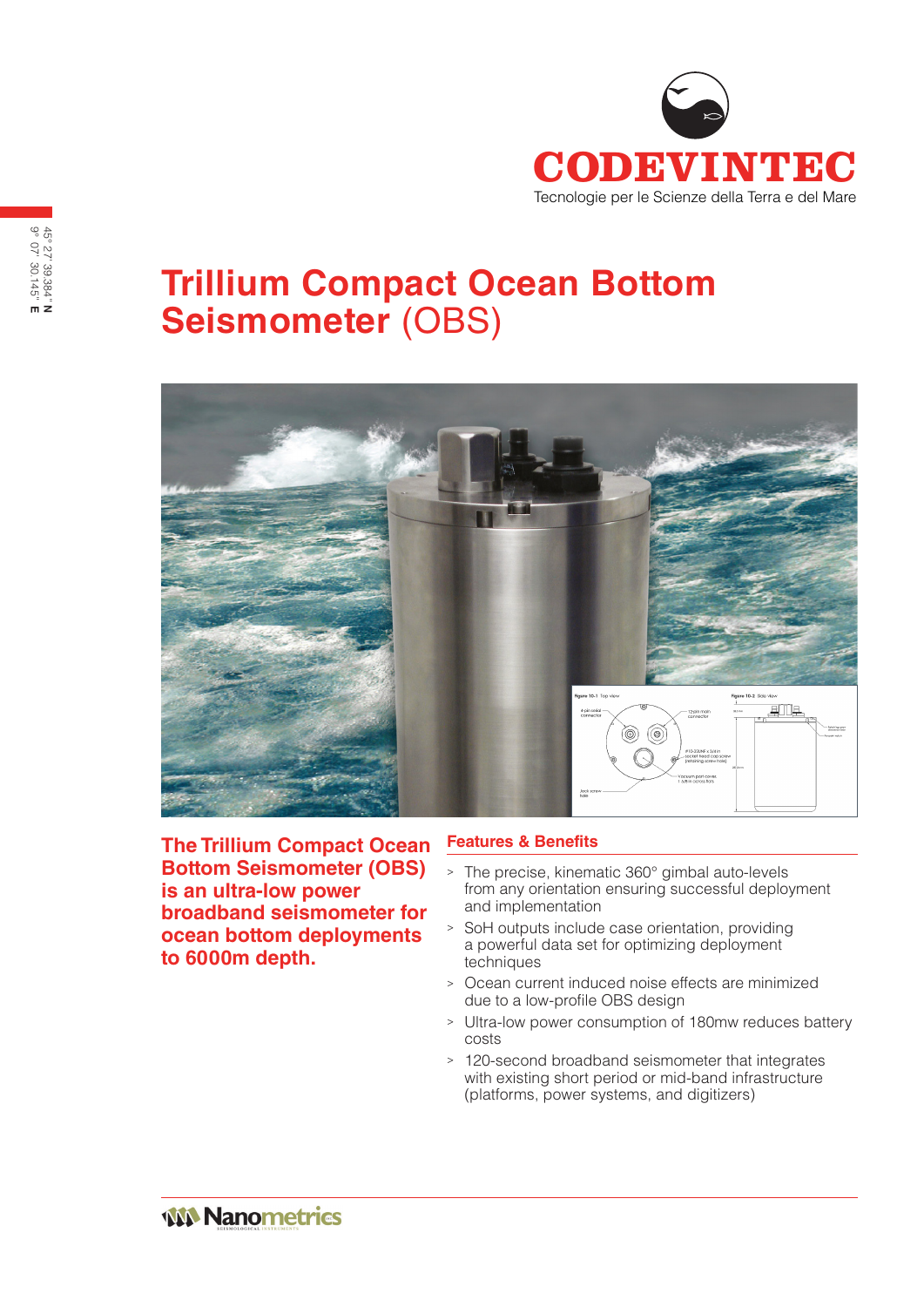CODEVINTEC

Tecnologie per le Scienze della Terra e del Mare

45° 27' 39.384" **N**
9° 07' 30.145" **E**

# Trillium Compact Ocean Bottom Seismometer (OBS)

**The Trillium Compact Ocean Bottom Seismometer (OBS) is an ultra-low power broadband seismometer for ocean bottom deployments to 6000m depth.**

## Features & Benefits

- The precise, kinematic 360° gimbal auto-levels from any orientation ensuring successful deployment and implementation
- SoH outputs include case orientation, providing a powerful data set for optimizing deployment techniques
- Ocean current induced noise effects are minimized due to a low-profile OBS design
- Ultra-low power consumption of 180mw reduces battery costs
- 120-second broadband seismometer that integrates with existing short period or mid-band infrastructure (platforms, power systems, and digitizers)

Nanometrics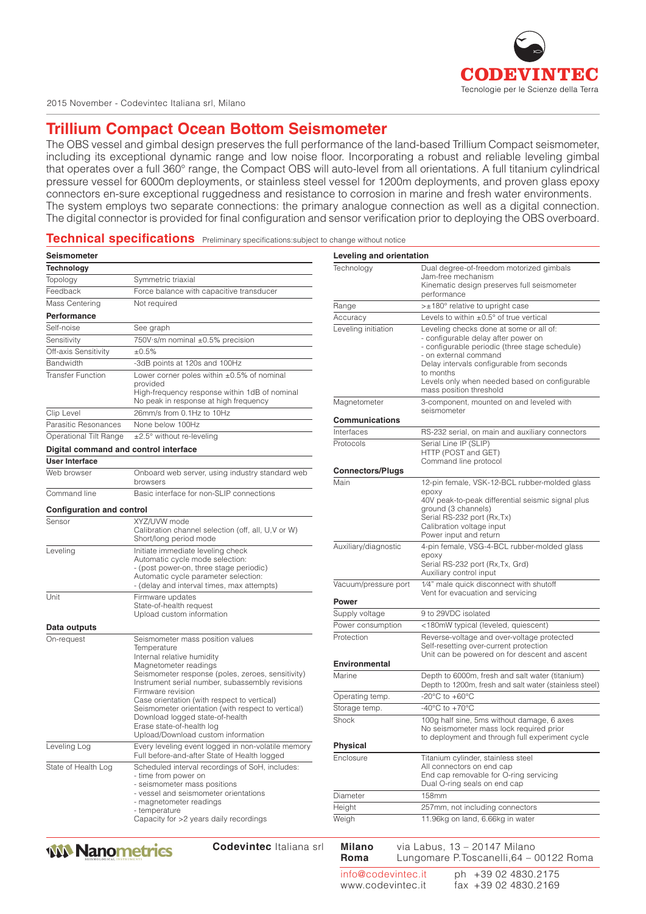2015 November - Codevintec Italiana srl, Milano

CODEVINTEC
Tecnologie per le Scienze della Terra

# Trillium Compact Ocean Bottom Seismometer

The OBS vessel and gimbal design preserves the full performance of the land-based Trillium Compact seismometer, including its exceptional dynamic range and low noise floor. Incorporating a robust and reliable leveling gimbal that operates over a full 360° range, the Compact OBS will auto-level from all orientations. A full titanium cylindrical pressure vessel for 6000m deployments, or stainless steel vessel for 1200m deployments, and proven glass epoxy connectors en-sure exceptional ruggedness and resistance to corrosion in marine and fresh water environments.
The system employs two separate connections: the primary analogue connection as well as a digital connection. The digital connector is provided for final configuration and sensor verification prior to deploying the OBS overboard.

## Technical specifications

Preliminary specifications:subject to change without notice

### Seismometer

| | |
|---|---|
| **Technology** | |
| Topology | Symmetric triaxial |
| Feedback | Force balance with capacitive transducer |
| Mass Centering | Not required |
| **Performance** | |
| Self-noise | See graph |
| Sensitivity | 750V·s/m nominal ±0.5% precision |
| Off-axis Sensitivity | ±0.5% |
| Bandwidth | -3dB points at 120s and 100Hz |
| Transfer Function | Lower corner poles within ±0.5% of nominal provided<br>High-frequency response within 1dB of nominal<br>No peak in response at high frequency |
| Clip Level | 26mm/s from 0.1Hz to 10Hz |
| Parasitic Resonances | None below 100Hz |
| Operational Tilt Range | ±2.5° without re-leveling |

### Digital command and control interface

| | |
|---|---|
| **User Interface** | |
| Web browser | Onboard web server, using industry standard web browsers |
| Command line | Basic interface for non-SLIP connections |
| **Configuration and control** | |
| Sensor | XYZ/UVW mode<br>Calibration channel selection (off, all, U,V or W)<br>Short/long period mode |
| Leveling | Initiate immediate leveling check<br>Automatic cycle mode selection:<br>- (post power-on, three stage periodic)<br>Automatic cycle parameter selection:<br>- (delay and interval times, max attempts) |
| Unit | Firmware updates<br>State-of-health request<br>Upload custom information |
| **Data outputs** | |
| On-request | Seismometer mass position values<br>Temperature<br>Internal relative humidity<br>Magnetometer readings<br>Seismometer response (poles, zeroes, sensitivity)<br>Instrument serial number, subassembly revisions<br>Firmware revision<br>Case orientation (with respect to vertical)<br>Seismometer orientation (with respect to vertical)<br>Download logged state-of-health<br>Erase state-of-health log<br>Upload/Download custom information |
| Leveling Log | Every leveling event logged in non-volatile memory<br>Full before-and-after State of Health logged |
| State of Health Log | Scheduled interval recordings of SoH, includes:<br>- time from power on<br>- seismometer mass positions<br>- vessel and seismometer orientations<br>- magnetometer readings<br>- temperature<br>Capacity for >2 years daily recordings |

### Leveling and orientation

| | |
|---|---|
| Technology | Dual degree-of-freedom motorized gimbals<br>Jam-free mechanism<br>Kinematic design preserves full seismometer performance |
| Range | >±180° relative to upright case |
| Accuracy | Levels to within ±0.5° of true vertical |
| Leveling initiation | Leveling checks done at some or all of:<br>- configurable delay after power on<br>- configurable periodic (three stage schedule)<br>- on external command<br>Delay intervals configurable from seconds to months<br>Levels only when needed based on configurable mass position threshold |
| Magnetometer | 3-component, mounted on and leveled with seismometer |
| **Communications** | |
| Interfaces | RS-232 serial, on main and auxiliary connectors |
| Protocols | Serial Line IP (SLIP)<br>HTTP (POST and GET)<br>Command line protocol |
| **Connectors/Plugs** | |
| Main | 12-pin female, VSK-12-BCL rubber-molded glass epoxy<br>40V peak-to-peak differential seismic signal plus ground (3 channels)<br>Serial RS-232 port (Rx,Tx)<br>Calibration voltage input<br>Power input and return |
| Auxiliary/diagnostic | 4-pin female, VSG-4-BCL rubber-molded glass epoxy<br>Serial RS-232 port (Rx,Tx, Grd)<br>Auxiliary control input |
| Vacuum/pressure port | 1⁄4" male quick disconnect with shutoff<br>Vent for evacuation and servicing |
| **Power** | |
| Supply voltage | 9 to 29VDC isolated |
| Power consumption | <180mW typical (leveled, quiescent) |
| Protection | Reverse-voltage and over-voltage protected<br>Self-resetting over-current protection<br>Unit can be powered on for descent and ascent |
| **Environmental** | |
| Marine | Depth to 6000m, fresh and salt water (titanium)<br>Depth to 1200m, fresh and salt water (stainless steel) |
| Operating temp. | -20°C to +60°C |
| Storage temp. | -40°C to +70°C |
| Shock | 100g half sine, 5ms without damage, 6 axes<br>No seismometer mass lock required prior to deployment and through full experiment cycle |
| **Physical** | |
| Enclosure | Titanium cylinder, stainless steel<br>All connectors on end cap<br>End cap removable for O-ring servicing<br>Dual O-ring seals on end cap |
| Diameter | 158mm |
| Height | 257mm, not including connectors |
| Weigh | 11.96kg on land, 6.66kg in water |

Nanometrics

**Codevintec** Italiana srl

**Milano** via Labus, 13 – 20147 Milano
**Roma** Lungomare P.Toscanelli,64 – 00122 Roma

info@codevintec.it
www.codevintec.it

ph +39 02 4830.2175
fax +39 02 4830.2169